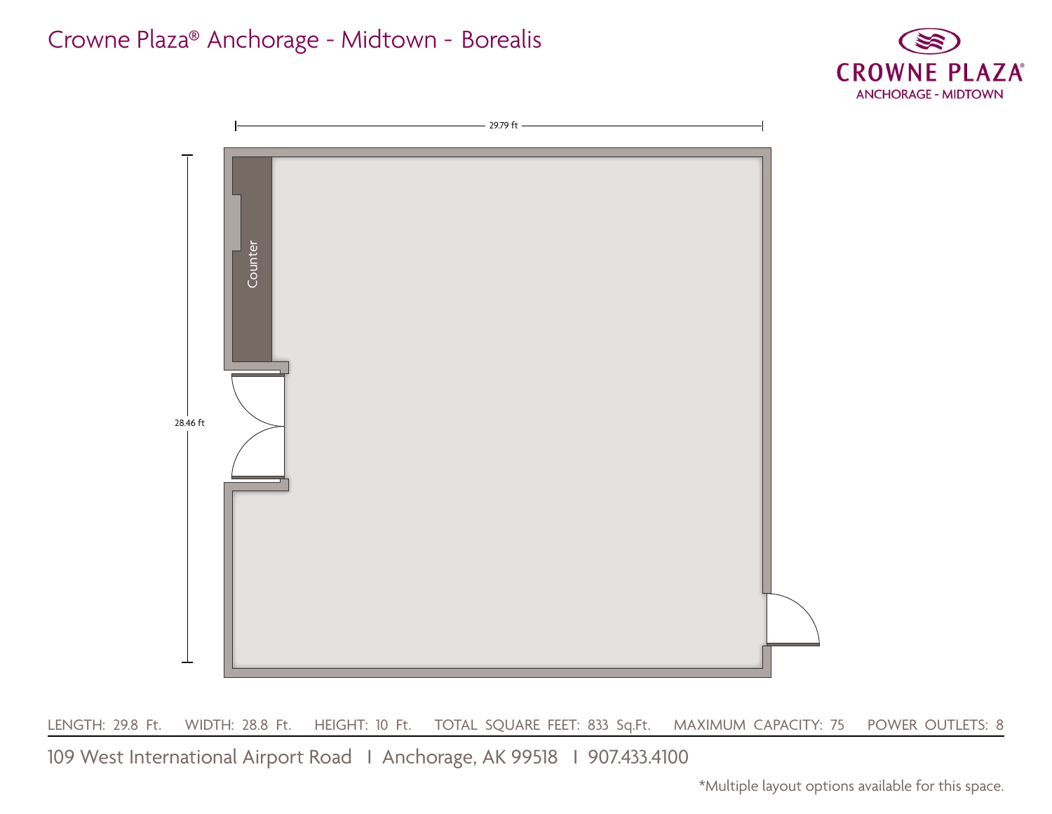# Crowne Plaza® Anchorage - Midtown - Borealis

CROWNE PLAZA®
ANCHORAGE - MIDTOWN

29.79 ft

28.46 ft

Counter

LENGTH: 29.8 Ft. WIDTH: 28.8 Ft. HEIGHT: 10 Ft. TOTAL SQUARE FEET: 833 Sq.Ft. MAXIMUM CAPACITY: 75 POWER OUTLETS: 8

109 West International Airport Road I Anchorage, AK 99518 I 907.433.4100

*Multiple layout options available for this space.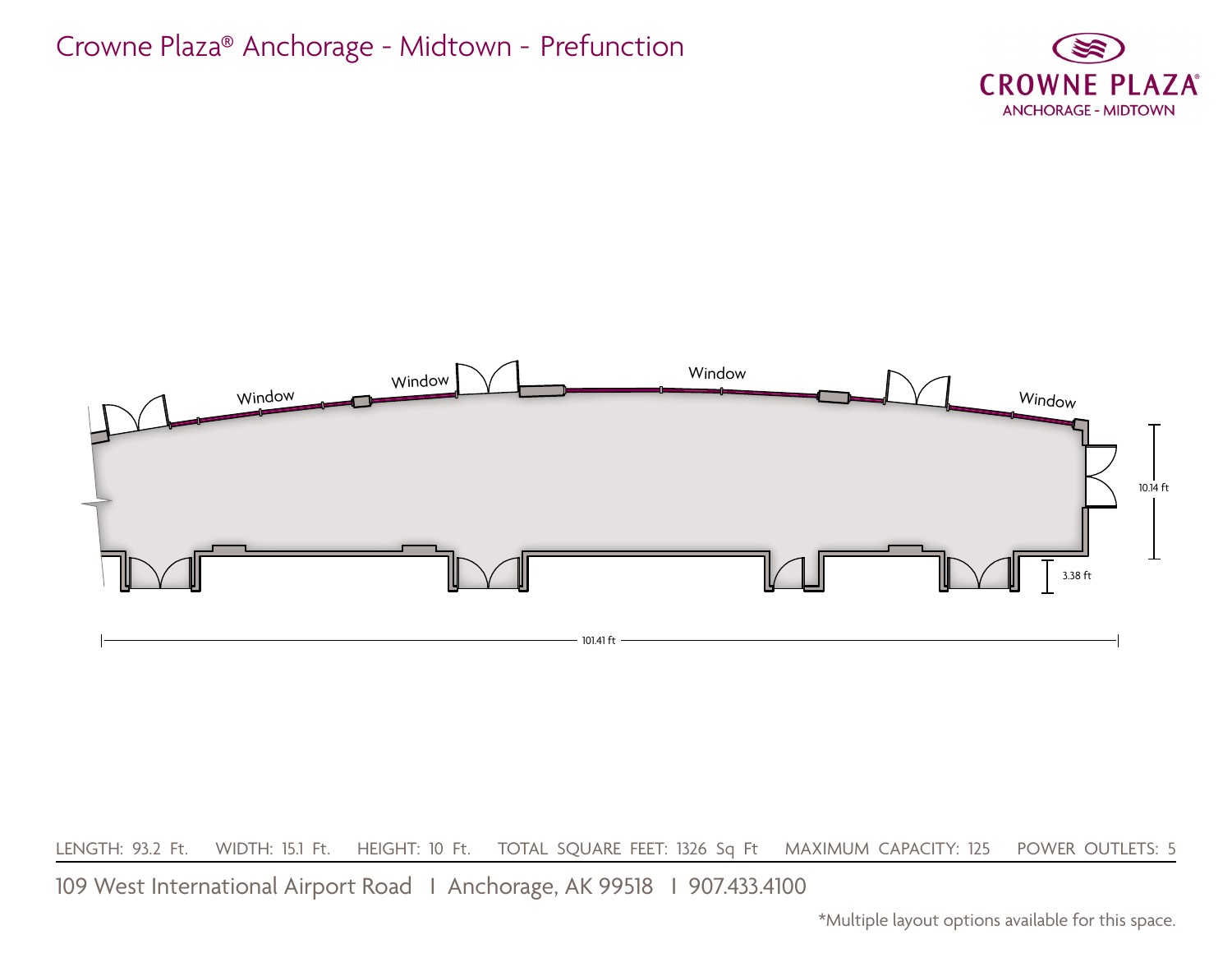# Crowne Plaza® Anchorage - Midtown - Prefunction

CROWNE PLAZA®
ANCHORAGE - MIDTOWN

Window
Window
Window
Window

10.14 ft

3.38 ft

101.41 ft

LENGTH: 93.2 Ft. WIDTH: 15.1 Ft. HEIGHT: 10 Ft. TOTAL SQUARE FEET: 1326 Sq Ft MAXIMUM CAPACITY: 125 POWER OUTLETS: 5

109 West International Airport Road I Anchorage, AK 99518 I 907.433.4100

*Multiple layout options available for this space.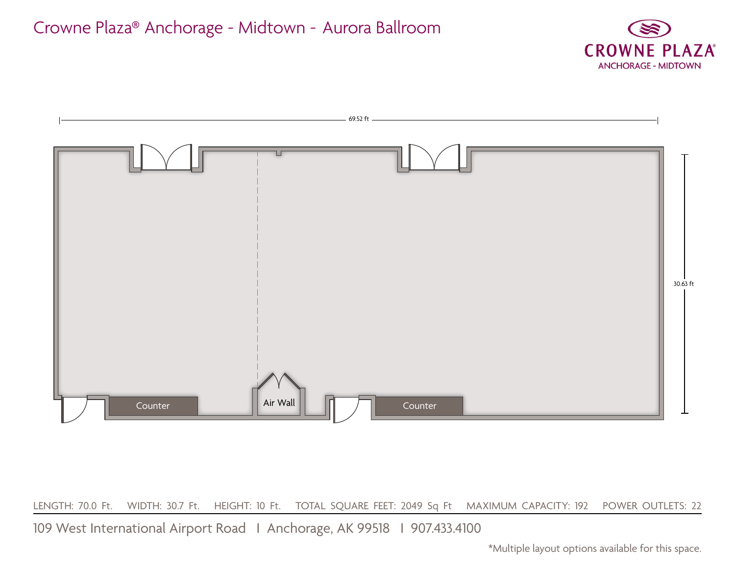# Crowne Plaza® Anchorage - Midtown - Aurora Ballroom

CROWNE PLAZA®
ANCHORAGE - MIDTOWN

69.52 ft

30.63 ft

Counter

Air Wall

Counter

LENGTH: 70.0 Ft. WIDTH: 30.7 Ft. HEIGHT: 10 Ft. TOTAL SQUARE FEET: 2049 Sq Ft MAXIMUM CAPACITY: 192 POWER OUTLETS: 22

109 West International Airport Road I Anchorage, AK 99518 I 907.433.4100

*Multiple layout options available for this space.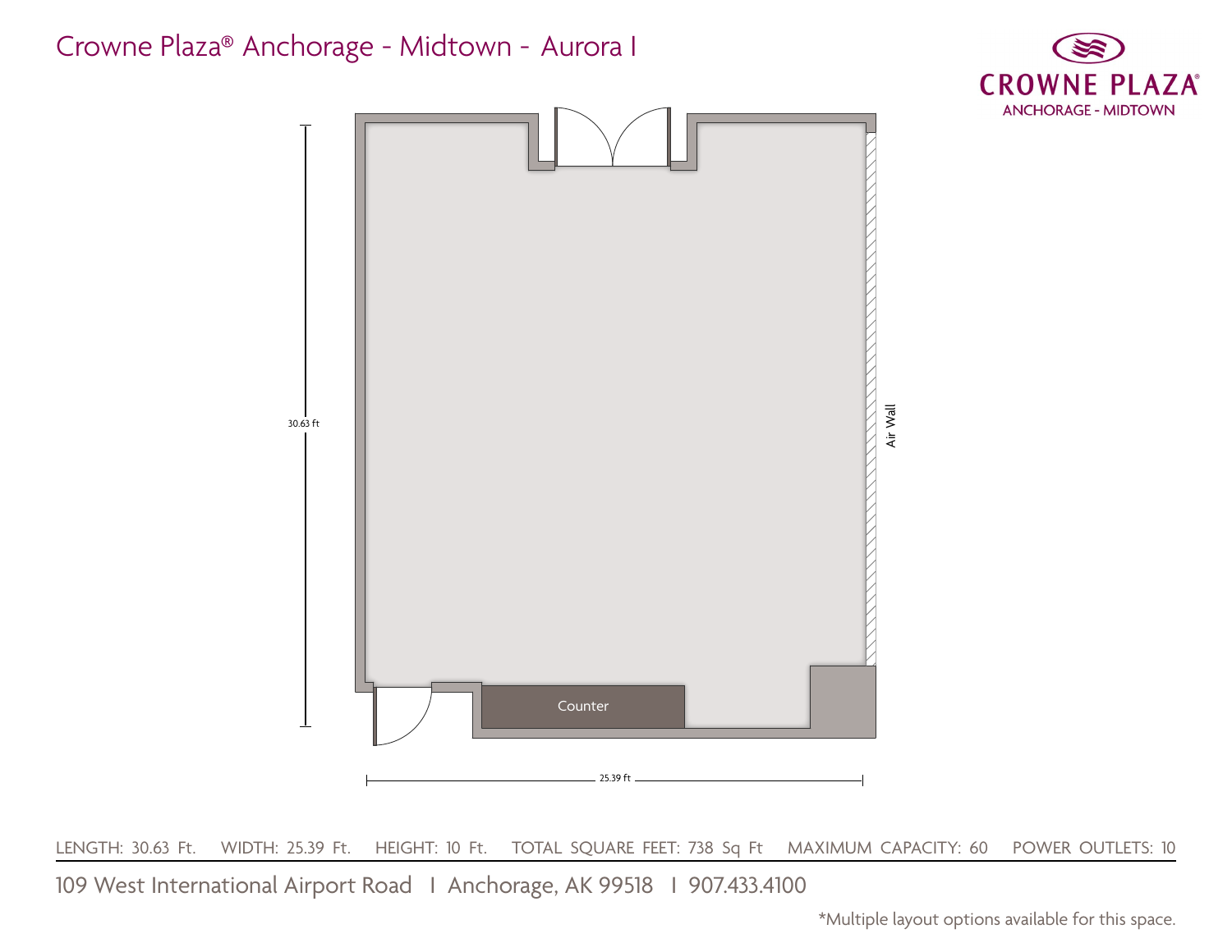# Crowne Plaza® Anchorage - Midtown - Aurora I

CROWNE PLAZA®
ANCHORAGE - MIDTOWN

30.63 ft

Air Wall

Counter

25.39 ft

LENGTH: 30.63 Ft. WIDTH: 25.39 Ft. HEIGHT: 10 Ft. TOTAL SQUARE FEET: 738 Sq Ft MAXIMUM CAPACITY: 60 POWER OUTLETS: 10

109 West International Airport Road I Anchorage, AK 99518 I 907.433.4100

*Multiple layout options available for this space.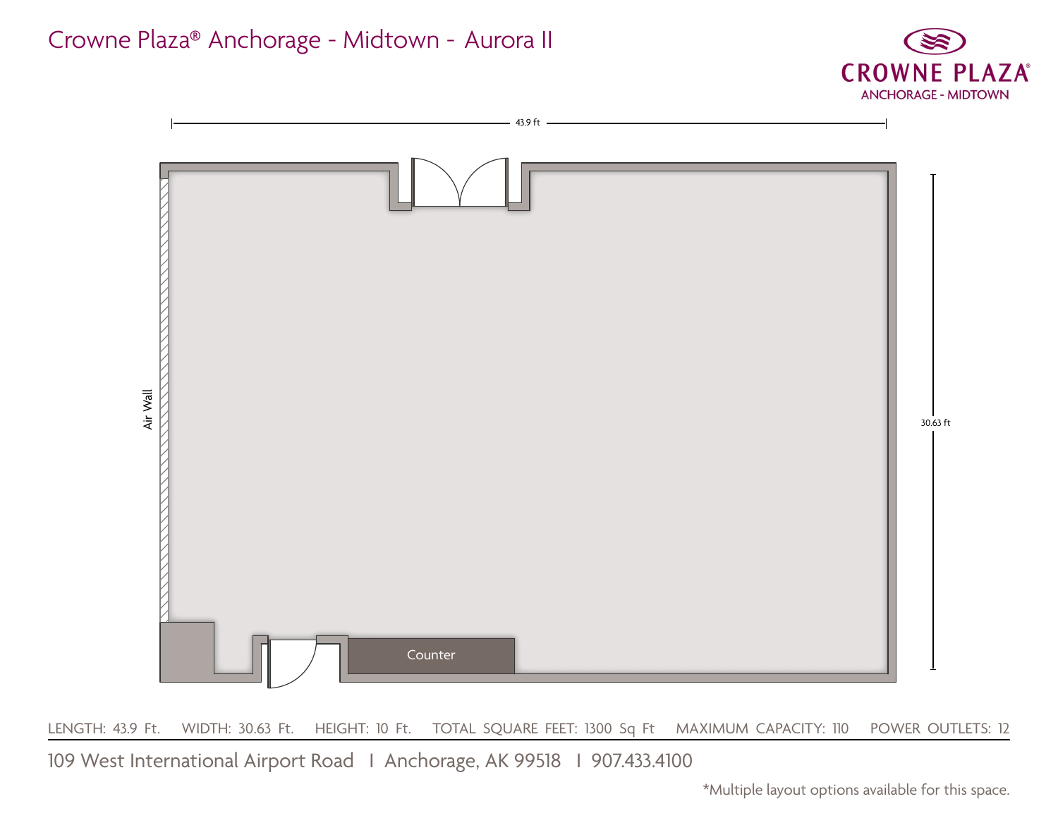# Crowne Plaza® Anchorage - Midtown - Aurora II

CROWNE PLAZA®
ANCHORAGE - MIDTOWN

43.9 ft

30.63 ft

Air Wall

Counter

LENGTH: 43.9 Ft. WIDTH: 30.63 Ft. HEIGHT: 10 Ft. TOTAL SQUARE FEET: 1300 Sq Ft MAXIMUM CAPACITY: 110 POWER OUTLETS: 12

109 West International Airport Road I Anchorage, AK 99518 I 907.433.4100

*Multiple layout options available for this space.